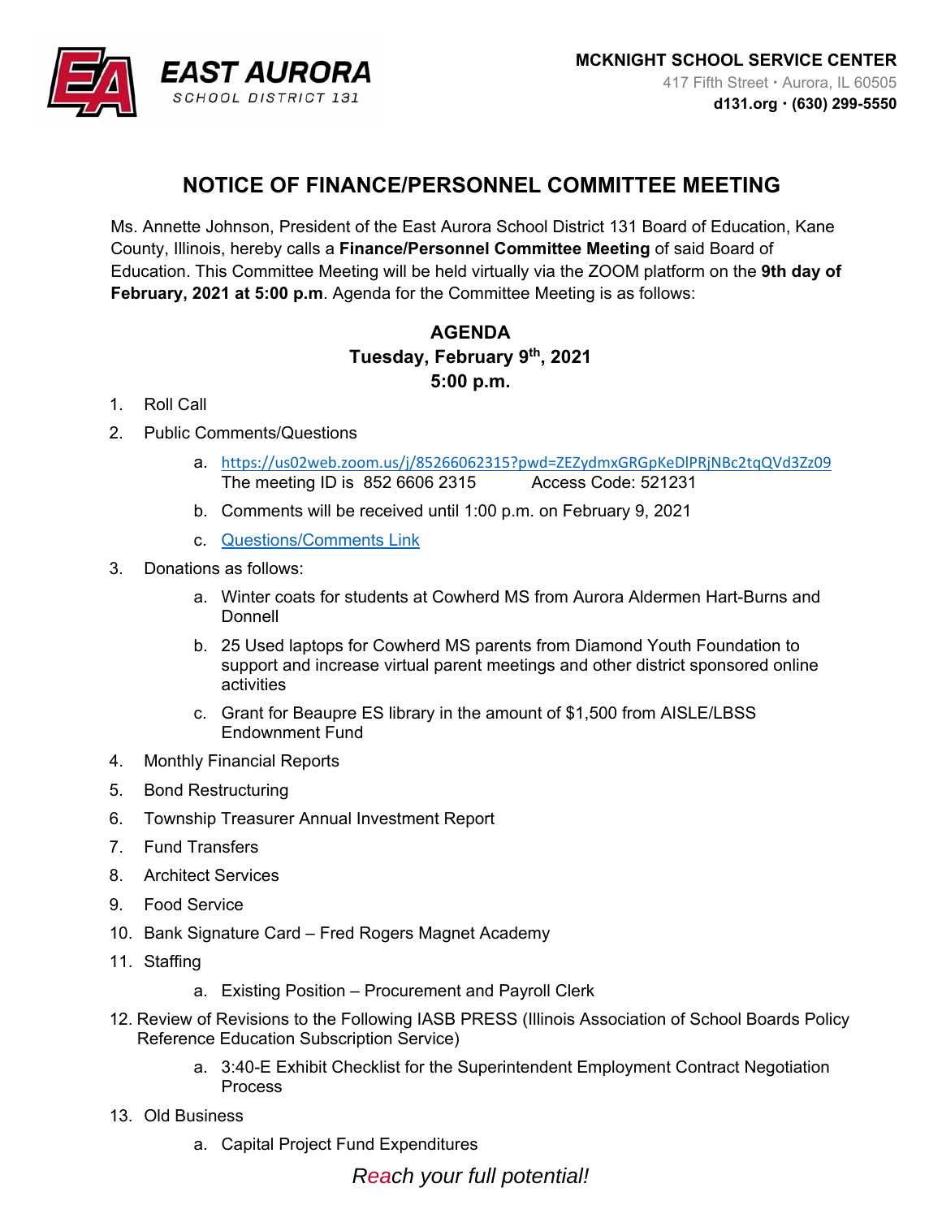**EAST AURORA**
SCHOOL DISTRICT 131

**MCKNIGHT SCHOOL SERVICE CENTER**
417 Fifth Street • Aurora, IL 60505
**d131.org • (630) 299-5550**

# NOTICE OF FINANCE/PERSONNEL COMMITTEE MEETING

Ms. Annette Johnson, President of the East Aurora School District 131 Board of Education, Kane County, Illinois, hereby calls a **Finance/Personnel Committee Meeting** of said Board of Education. This Committee Meeting will be held virtually via the ZOOM platform on the **9th day of February, 2021 at 5:00 p.m**. Agenda for the Committee Meeting is as follows:

## AGENDA
**Tuesday, February 9th, 2021**
**5:00 p.m.**

1. Roll Call
2. Public Comments/Questions
   a. https://us02web.zoom.us/j/85266062315?pwd=ZEZydmxGRGpKeDlPRjNBc2tqQVd3Zz09
      The meeting ID is 852 6606 2315 Access Code: 521231
   b. Comments will be received until 1:00 p.m. on February 9, 2021
   c. Questions/Comments Link
3. Donations as follows:
   a. Winter coats for students at Cowherd MS from Aurora Aldermen Hart-Burns and Donnell
   b. 25 Used laptops for Cowherd MS parents from Diamond Youth Foundation to support and increase virtual parent meetings and other district sponsored online activities
   c. Grant for Beaupre ES library in the amount of $1,500 from AISLE/LBSS Endownment Fund
4. Monthly Financial Reports
5. Bond Restructuring
6. Township Treasurer Annual Investment Report
7. Fund Transfers
8. Architect Services
9. Food Service
10. Bank Signature Card – Fred Rogers Magnet Academy
11. Staffing
    a. Existing Position – Procurement and Payroll Clerk
12. Review of Revisions to the Following IASB PRESS (Illinois Association of School Boards Policy Reference Education Subscription Service)
    a. 3:40-E Exhibit Checklist for the Superintendent Employment Contract Negotiation Process
13. Old Business
    a. Capital Project Fund Expenditures

*Reach your full potential!*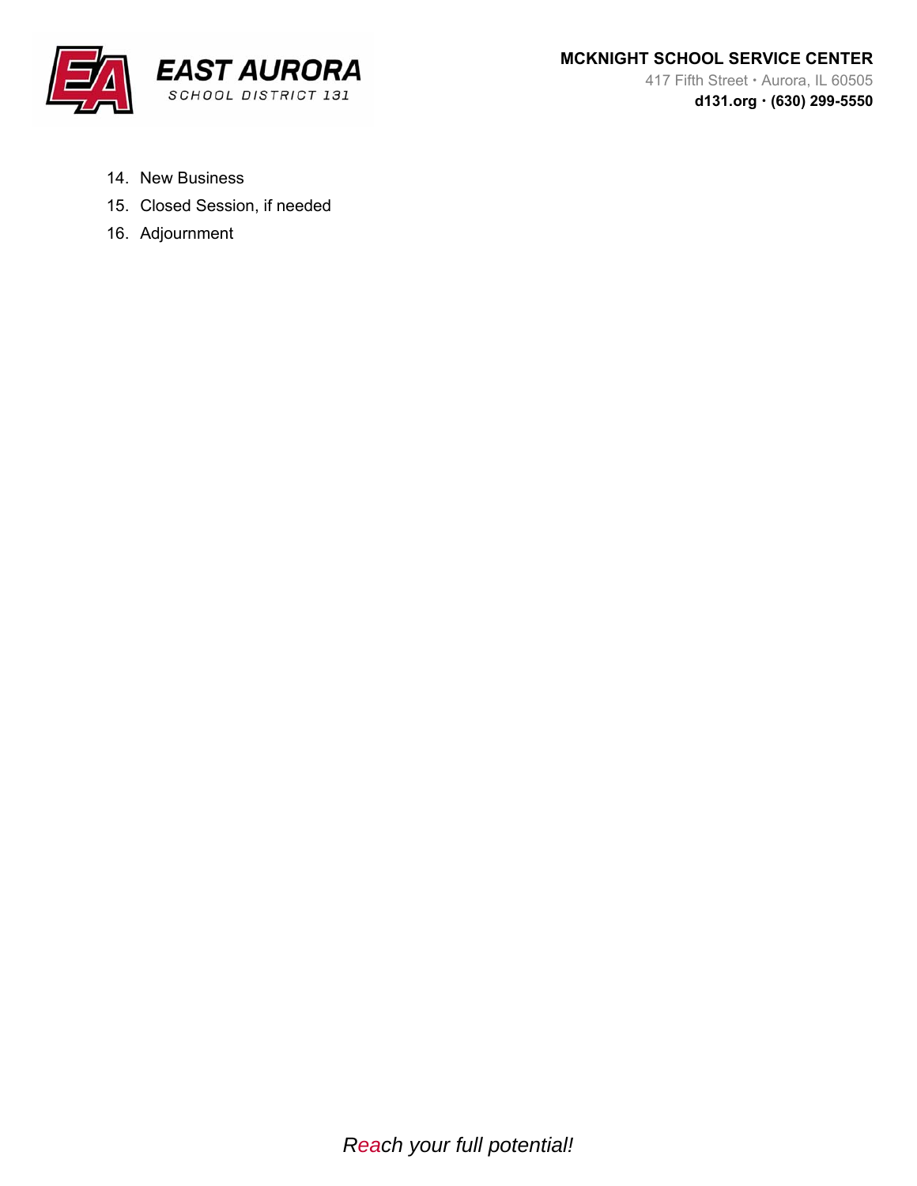14. New Business
15. Closed Session, if needed
16. Adjournment